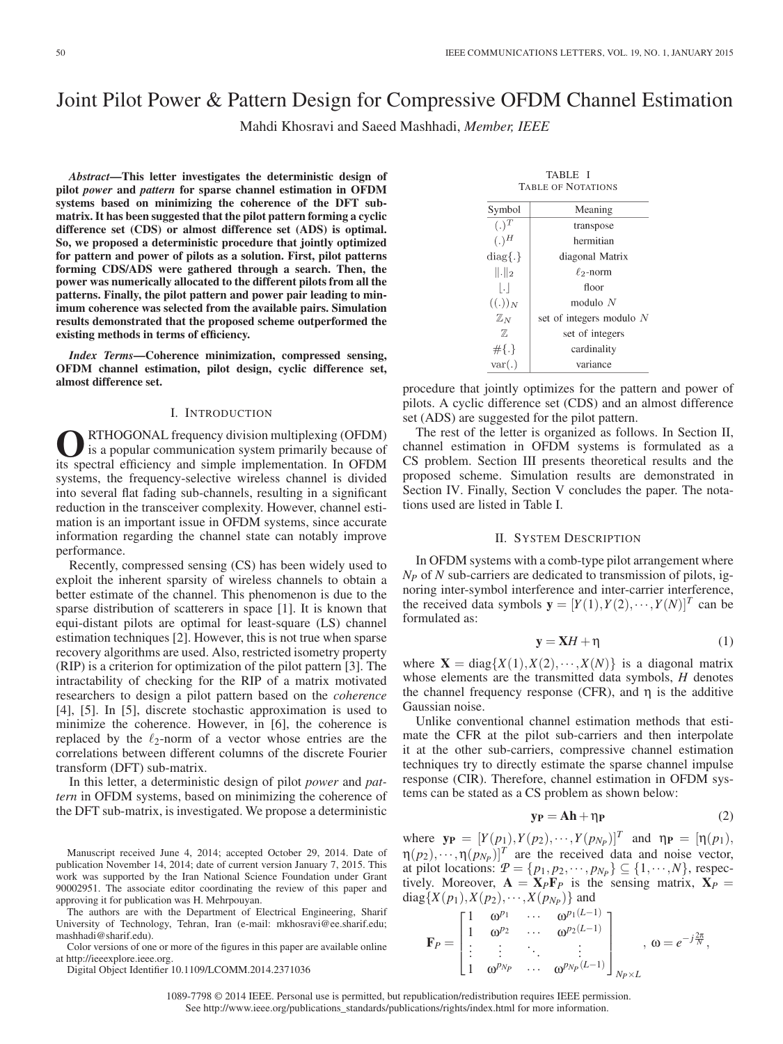// Joint Pilot Power & Pattern Design for Compressive OFDM Channel Estimation

Mahdi Khosravi and Saeed Mashhadi, *Member, IEEE*

***Abstract*—This letter investigates the deterministic design of pilot *power* and *pattern* for sparse channel estimation in OFDM systems based on minimizing the coherence of the DFT submatrix. It has been suggested that the pilot pattern forming a cyclic difference set (CDS) or almost difference set (ADS) is optimal. So, we proposed a deterministic procedure that jointly optimized for pattern and power of pilots as a solution. First, pilot patterns forming CDS/ADS were gathered through a search. Then, the power was numerically allocated to the different pilots from all the patterns. Finally, the pilot pattern and power pair leading to minimum coherence was selected from the available pairs. Simulation results demonstrated that the proposed scheme outperformed the existing methods in terms of efficiency.**

***Index Terms*—Coherence minimization, compressed sensing, OFDM channel estimation, pilot design, cyclic difference set, almost difference set.**

## I. Introduction

ORTHOGONAL frequency division multiplexing (OFDM) is a popular communication system primarily because of its spectral efficiency and simple implementation. In OFDM systems, the frequency-selective wireless channel is divided into several flat fading sub-channels, resulting in a significant reduction in the transceiver complexity. However, channel estimation is an important issue in OFDM systems, since accurate information regarding the channel state can notably improve performance.

Recently, compressed sensing (CS) has been widely used to exploit the inherent sparsity of wireless channels to obtain a better estimate of the channel. This phenomenon is due to the sparse distribution of scatterers in space [1]. It is known that equi-distant pilots are optimal for least-square (LS) channel estimation techniques [2]. However, this is not true when sparse recovery algorithms are used. Also, restricted isometry property (RIP) is a criterion for optimization of the pilot pattern [3]. The intractability of checking for the RIP of a matrix motivated researchers to design a pilot pattern based on the *coherence* [4], [5]. In [5], discrete stochastic approximation is used to minimize the coherence. However, in [6], the coherence is replaced by the $\ell_2$-norm of a vector whose entries are the correlations between different columns of the discrete Fourier transform (DFT) sub-matrix.

In this letter, a deterministic design of pilot *power* and *pattern* in OFDM systems, based on minimizing the coherence of the DFT sub-matrix, is investigated. We propose a deterministic procedure that jointly optimizes for the pattern and power of pilots. A cyclic difference set (CDS) and an almost difference set (ADS) are suggested for the pilot pattern.

The rest of the letter is organized as follows. In Section II, channel estimation in OFDM systems is formulated as a CS problem. Section III presents theoretical results and the proposed scheme. Simulation results are demonstrated in Section IV. Finally, Section V concludes the paper. The notations used are listed in Table I.

TABLE I
Table of Notations

| Symbol | Meaning |
|---|---|
| $(.)^T$ | transpose |
| $(.)^H$ | hermitian |
| $\text{diag}\{.\}$ | diagonal Matrix |
| $\Vert.\Vert_2$ | $\ell_2$-norm |
| $\lfloor.\rfloor$ | floor |
| $((.))_N$ | modulo $N$ |
| $\mathbb{Z}_N$ | set of integers modulo $N$ |
| $\mathbb{Z}$ | set of integers |
| $\#\{.\}$ | cardinality |
| $\text{var}(.)$ | variance |

## II. System Description

In OFDM systems with a comb-type pilot arrangement where $N_P$ of $N$ sub-carriers are dedicated to transmission of pilots, ignoring inter-symbol interference and inter-carrier interference, the received data symbols $\mathbf{y} = [Y(1), Y(2), \cdots, Y(N)]^T$ can be formulated as:

$$\mathbf{y} = \mathbf{X}H + \eta \tag{1}$$

where $\mathbf{X} = \text{diag}\{X(1), X(2), \cdots, X(N)\}$ is a diagonal matrix whose elements are the transmitted data symbols, $H$ denotes the channel frequency response (CFR), and $\eta$ is the additive Gaussian noise.

Unlike conventional channel estimation methods that estimate the CFR at the pilot sub-carriers and then interpolate it at the other sub-carriers, compressive channel estimation techniques try to directly estimate the sparse channel impulse response (CIR). Therefore, channel estimation in OFDM systems can be stated as a CS problem as shown below:

$$\mathbf{y_P} = \mathbf{A}\mathbf{h} + \eta_\mathbf{P} \tag{2}$$

where $\mathbf{y_P} = [Y(p_1), Y(p_2), \cdots, Y(p_{N_P})]^T$ and $\eta_\mathbf{P} = [\eta(p_1), \eta(p_2), \cdots, \eta(p_{N_P})]^T$ are the received data and noise vector, at pilot locations: $\mathcal{P} = \{p_1, p_2, \cdots, p_{N_P}\} \subseteq \{1, \cdots, N\}$, respectively. Moreover, $\mathbf{A} = \mathbf{X}_P\mathbf{F}_P$ is the sensing matrix, $\mathbf{X}_P = \text{diag}\{X(p_1), X(p_2), \cdots, X(p_{N_P})\}$ and

$$\mathbf{F}_P = \begin{bmatrix} 1 & \omega^{p_1} & \cdots & \omega^{p_1(L-1)} \\ 1 & \omega^{p_2} & \cdots & \omega^{p_2(L-1)} \\ \vdots & \vdots & \ddots & \vdots \\ 1 & \omega^{p_{N_P}} & \cdots & \omega^{p_{N_P}(L-1)} \end{bmatrix}_{N_P \times L}, \quad \omega = e^{-j\frac{2\pi}{N}},$$

---

Manuscript received June 4, 2014; accepted October 29, 2014. Date of publication November 14, 2014; date of current version January 7, 2015. This work was supported by the Iran National Science Foundation under Grant 90002951. The associate editor coordinating the review of this paper and approving it for publication was H. Mehrpouyan.

The authors are with the Department of Electrical Engineering, Sharif University of Technology, Tehran, Iran (e-mail: mkhosravi@ee.sharif.edu; mashhadi@sharif.edu).

Color versions of one or more of the figures in this paper are available online at http://ieeexplore.ieee.org.

Digital Object Identifier 10.1109/LCOMM.2014.2371036

1089-7798 © 2014 IEEE. Personal use is permitted, but republication/redistribution requires IEEE permission. See http://www.ieee.org/publications_standards/publications/rights/index.html for more information.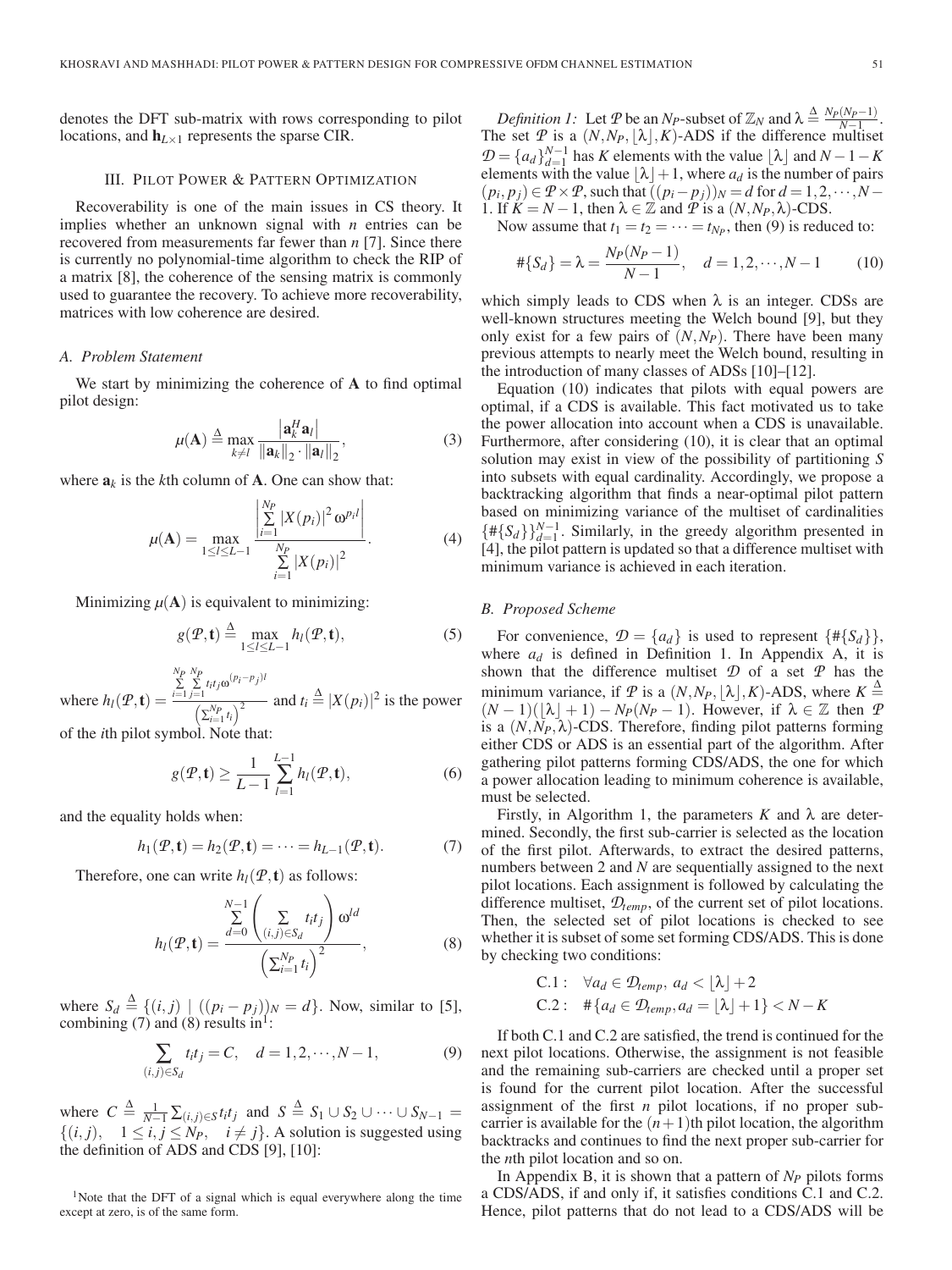denotes the DFT sub-matrix with rows corresponding to pilot locations, and $\mathbf{h}_{L\times 1}$ represents the sparse CIR.

## III. Pilot Power & Pattern Optimization

Recoverability is one of the main issues in CS theory. It implies whether an unknown signal with $n$ entries can be recovered from measurements far fewer than $n$ [7]. Since there is currently no polynomial-time algorithm to check the RIP of a matrix [8], the coherence of the sensing matrix is commonly used to guarantee the recovery. To achieve more recoverability, matrices with low coherence are desired.

### A. Problem Statement

We start by minimizing the coherence of $\mathbf{A}$ to find optimal pilot design:

$$\mu(\mathbf{A}) \triangleq \max_{k\neq l} \frac{\left|\mathbf{a}_k^H \mathbf{a}_l\right|}{\|\mathbf{a}_k\|_2 \cdot \|\mathbf{a}_l\|_2}, \tag{3}$$

where $\mathbf{a}_k$ is the $k$th column of $\mathbf{A}$. One can show that:

$$\mu(\mathbf{A}) = \max_{1\leq l\leq L-1} \frac{\left|\sum_{i=1}^{N_P} |X(p_i)|^2 \omega^{p_i l}\right|}{\sum_{i=1}^{N_P} |X(p_i)|^2}. \tag{4}$$

Minimizing $\mu(\mathbf{A})$ is equivalent to minimizing:

$$g(\mathcal{P},\mathbf{t}) \triangleq \max_{1\leq l\leq L-1} h_l(\mathcal{P},\mathbf{t}), \tag{5}$$

where $h_l(\mathcal{P},\mathbf{t}) = \frac{\sum_{i=1}^{N_P}\sum_{j=1}^{N_P} t_i t_j \omega^{(p_i-p_j)l}}{\left(\sum_{i=1}^{N_P} t_i\right)^2}$ and $t_i \triangleq |X(p_i)|^2$ is the power of the $i$th pilot symbol. Note that:

$$g(\mathcal{P},\mathbf{t}) \geq \frac{1}{L-1}\sum_{l=1}^{L-1} h_l(\mathcal{P},\mathbf{t}), \tag{6}$$

and the equality holds when:

$$h_1(\mathcal{P},\mathbf{t}) = h_2(\mathcal{P},\mathbf{t}) = \cdots = h_{L-1}(\mathcal{P},\mathbf{t}). \tag{7}$$

Therefore, one can write $h_l(\mathcal{P},\mathbf{t})$ as follows:

$$h_l(\mathcal{P},\mathbf{t}) = \frac{\sum_{d=0}^{N-1}\left(\sum_{(i,j)\in S_d} t_i t_j\right)\omega^{ld}}{\left(\sum_{i=1}^{N_P} t_i\right)^2}, \tag{8}$$

where $S_d \triangleq \{(i,j) \mid ((p_i - p_j))_N = d\}$. Now, similar to [5], combining (7) and (8) results in[1]:

$$\sum_{(i,j)\in S_d} t_i t_j = C, \quad d = 1,2,\cdots,N-1, \tag{9}$$

where $C \triangleq \frac{1}{N-1}\sum_{(i,j)\in S} t_i t_j$ and $S \triangleq S_1 \cup S_2 \cup \cdots \cup S_{N-1} = \{(i,j), \quad 1\leq i,j\leq N_P, \quad i\neq j\}$. A solution is suggested using the definition of ADS and CDS [9], [10]:

[1]Note that the DFT of a signal which is equal everywhere along the time except at zero, is of the same form.

*Definition 1:* Let $\mathcal{P}$ be an $N_P$-subset of $\mathbb{Z}_N$ and $\lambda \triangleq \frac{N_P(N_P-1)}{N-1}$. The set $\mathcal{P}$ is a $(N, N_P, \lfloor\lambda\rfloor, K)$-ADS if the difference multiset $\mathcal{D} = \{a_d\}_{d=1}^{N-1}$ has $K$ elements with the value $\lfloor\lambda\rfloor$ and $N-1-K$ elements with the value $\lfloor\lambda\rfloor+1$, where $a_d$ is the number of pairs $(p_i,p_j)\in\mathcal{P}\times\mathcal{P}$, such that $((p_i-p_j))_N = d$ for $d = 1,2,\cdots,N-1$. If $K = N-1$, then $\lambda\in\mathbb{Z}$ and $\mathcal{P}$ is a $(N,N_P,\lambda)$-CDS.

Now assume that $t_1 = t_2 = \cdots = t_{N_P}$, then (9) is reduced to:

$$\#\{S_d\} = \lambda = \frac{N_P(N_P-1)}{N-1}, \quad d = 1,2,\cdots,N-1 \tag{10}$$

which simply leads to CDS when $\lambda$ is an integer. CDSs are well-known structures meeting the Welch bound [9], but they only exist for a few pairs of $(N, N_P)$. There have been many previous attempts to nearly meet the Welch bound, resulting in the introduction of many classes of ADSs [10]–[12].

Equation (10) indicates that pilots with equal powers are optimal, if a CDS is available. This fact motivated us to take the power allocation into account when a CDS is unavailable. Furthermore, after considering (10), it is clear that an optimal solution may exist in view of the possibility of partitioning $S$ into subsets with equal cardinality. Accordingly, we propose a backtracking algorithm that finds a near-optimal pilot pattern based on minimizing variance of the multiset of cardinalities $\{\#\{S_d\}\}_{d=1}^{N-1}$. Similarly, in the greedy algorithm presented in [4], the pilot pattern is updated so that a difference multiset with minimum variance is achieved in each iteration.

### B. Proposed Scheme

For convenience, $\mathcal{D} = \{a_d\}$ is used to represent $\{\#\{S_d\}\}$, where $a_d$ is defined in Definition 1. In Appendix A, it is shown that the difference multiset $\mathcal{D}$ of a set $\mathcal{P}$ has the minimum variance, if $\mathcal{P}$ is a $(N,N_P,\lfloor\lambda\rfloor,K)$-ADS, where $K \triangleq (N-1)(\lfloor\lambda\rfloor+1) - N_P(N_P-1)$. However, if $\lambda\in\mathbb{Z}$ then $\mathcal{P}$ is a $(N,N_P,\lambda)$-CDS. Therefore, finding pilot patterns forming either CDS or ADS is an essential part of the algorithm. After gathering pilot patterns forming CDS/ADS, the one for which a power allocation leading to minimum coherence is available, must be selected.

Firstly, in Algorithm 1, the parameters $K$ and $\lambda$ are determined. Secondly, the first sub-carrier is selected as the location of the first pilot. Afterwards, to extract the desired patterns, numbers between 2 and $N$ are sequentially assigned to the next pilot locations. Each assignment is followed by calculating the difference multiset, $\mathcal{D}_{temp}$, of the current set of pilot locations. Then, the selected set of pilot locations is checked to see whether it is subset of some set forming CDS/ADS. This is done by checking two conditions:

$$\text{C.1}: \quad \forall a_d \in \mathcal{D}_{temp},\ a_d < \lfloor\lambda\rfloor + 2$$
$$\text{C.2}: \quad \#\{a_d \in \mathcal{D}_{temp}, a_d = \lfloor\lambda\rfloor+1\} < N-K$$

If both C.1 and C.2 are satisfied, the trend is continued for the next pilot locations. Otherwise, the assignment is not feasible and the remaining sub-carriers are checked until a proper set is found for the current pilot location. After the successful assignment of the first $n$ pilot locations, if no proper sub-carrier is available for the $(n+1)$th pilot location, the algorithm backtracks and continues to find the next proper sub-carrier for the $n$th pilot location and so on.

In Appendix B, it is shown that a pattern of $N_P$ pilots forms a CDS/ADS, if and only if, it satisfies conditions C.1 and C.2. Hence, pilot patterns that do not lead to a CDS/ADS will be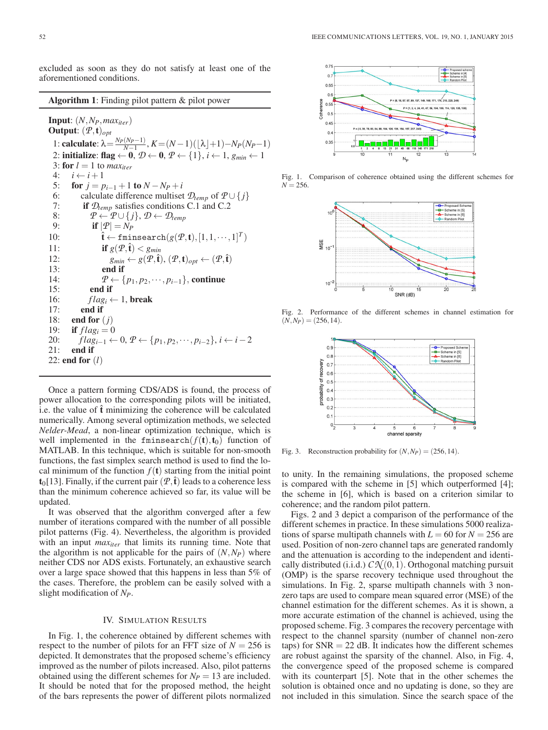excluded as soon as they do not satisfy at least one of the aforementioned conditions.

---

**Algorithm 1**: Finding pilot pattern & pilot power

---

**Input**: $(N, N_P, max_{iter})$
**Output**: $(\mathcal{P}, \mathbf{t})_{opt}$

1: **calculate**: $\lambda = \frac{N_P(N_P-1)}{N-1}$, $K = (N-1)(\lfloor\lambda\rfloor+1) - N_P(N_P-1)$
2: **initialize**: **flag** $\leftarrow \mathbf{0}$, $\mathcal{D} \leftarrow \mathbf{0}$, $\mathcal{P} \leftarrow \{1\}$, $i \leftarrow 1$, $g_{min} \leftarrow 1$
3: **for** $l = 1$ to $max_{iter}$
4: $\quad i \leftarrow i+1$
5: $\quad$ **for** $j = p_{i-1}+1$ **to** $N - N_P + i$
6: $\quad\quad$ calculate difference multiset $\mathcal{D}_{temp}$ of $\mathcal{P} \cup \{j\}$
7: $\quad\quad$ **if** $\mathcal{D}_{temp}$ satisfies conditions C.1 and C.2
8: $\quad\quad\quad \mathcal{P} \leftarrow \mathcal{P} \cup \{j\}$, $\mathcal{D} \leftarrow \mathcal{D}_{temp}$
9: $\quad\quad\quad$ **if** $|\mathcal{P}| = N_P$
10: $\quad\quad\quad\quad \hat{\mathbf{t}} \leftarrow \texttt{fminsearch}(g(\mathcal{P}, \mathbf{t}), [1, 1, \cdots, 1]^T)$
11: $\quad\quad\quad\quad$ **if** $g(\mathcal{P}, \hat{\mathbf{t}}) < g_{min}$
12: $\quad\quad\quad\quad\quad g_{min} \leftarrow g(\mathcal{P}, \hat{\mathbf{t}})$, $(\mathcal{P}, \mathbf{t})_{opt} \leftarrow (\mathcal{P}, \hat{\mathbf{t}})$
13: $\quad\quad\quad\quad$ **end if**
14: $\quad\quad\quad\quad \mathcal{P} \leftarrow \{p_1, p_2, \cdots, p_{i-1}\}$, **continue**
15: $\quad\quad\quad$ **end if**
16: $\quad\quad\quad flag_i \leftarrow 1$, **break**
17: $\quad\quad$ **end if**
18: $\quad$ **end for** $(j)$
19: $\quad$ **if** $flag_i = 0$
20: $\quad\quad flag_{i-1} \leftarrow 0$, $\mathcal{P} \leftarrow \{p_1, p_2, \cdots, p_{i-2}\}$, $i \leftarrow i-2$
21: $\quad$ **end if**
22: **end for** $(l)$

---

Once a pattern forming CDS/ADS is found, the process of power allocation to the corresponding pilots will be initiated, i.e. the value of $\hat{\mathbf{t}}$ minimizing the coherence will be calculated numerically. Among several optimization methods, we selected *Nelder-Mead*, a non-linear optimization technique, which is well implemented in the $\texttt{fminsearch}(f(\mathbf{t}), \mathbf{t}_0)$ function of MATLAB. In this technique, which is suitable for non-smooth functions, the fast simplex search method is used to find the local minimum of the function $f(\mathbf{t})$ starting from the initial point $\mathbf{t}_0$[13]. Finally, if the current pair $(\mathcal{P}, \hat{\mathbf{t}})$ leads to a coherence less than the minimum coherence achieved so far, its value will be updated.

It was observed that the algorithm converged after a few number of iterations compared with the number of all possible pilot patterns (Fig. 4). Nevertheless, the algorithm is provided with an input $max_{iter}$ that limits its running time. Note that the algorithm is not applicable for the pairs of $(N, N_P)$ where neither CDS nor ADS exists. Fortunately, an exhaustive search over a large space showed that this happens in less than 5% of the cases. Therefore, the problem can be easily solved with a slight modification of $N_P$.

## IV. Simulation Results

In Fig. 1, the coherence obtained by different schemes with respect to the number of pilots for an FFT size of $N = 256$ is depicted. It demonstrates that the proposed scheme's efficiency improved as the number of pilots increased. Also, pilot patterns obtained using the different schemes for $N_P = 13$ are included. It should be noted that for the proposed method, the height of the bars represents the power of different pilots normalized to unity. In the remaining simulations, the proposed scheme is compared with the scheme in [5] which outperformed [4]; the scheme in [6], which is based on a criterion similar to coherence; and the random pilot pattern.

Fig. 1. Comparison of coherence obtained using the different schemes for $N = 256$.

Fig. 2. Performance of the different schemes in channel estimation for $(N, N_P) = (256, 14)$.

Fig. 3. Reconstruction probability for $(N, N_P) = (256, 14)$.

Figs. 2 and 3 depict a comparison of the performance of the different schemes in practice. In these simulations 5000 realizations of sparse multipath channels with $L = 60$ for $N = 256$ are used. Position of non-zero channel taps are generated randomly and the attenuation is according to the independent and identically distributed (i.i.d.) $\mathcal{CN}(0, 1)$. Orthogonal matching pursuit (OMP) is the sparse recovery technique used throughout the simulations. In Fig. 2, sparse multipath channels with 3 non-zero taps are used to compare mean squared error (MSE) of the channel estimation for the different schemes. As it is shown, a more accurate estimation of the channel is achieved, using the proposed scheme. Fig. 3 compares the recovery percentage with respect to the channel sparsity (number of channel non-zero taps) for SNR = 22 dB. It indicates how the different schemes are robust against the sparsity of the channel. Also, in Fig. 4, the convergence speed of the proposed scheme is compared with its counterpart [5]. Note that in the other schemes the solution is obtained once and no updating is done, so they are not included in this simulation. Since the search space of the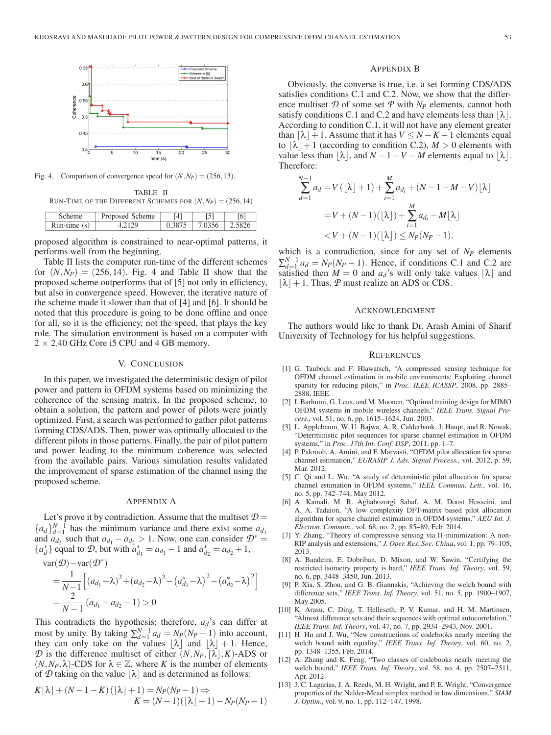0.65
0.6
0.55
0.5
0.45
0.4
Coherence
0 5 10 15 20 25 30
time (s)
Proposed Scheme
Scheme in [5]
Best of Random Search

Fig. 4. Comparison of convergence speed for $(N, N_P) = (256, 13)$.

TABLE II
RUN-TIME OF THE DIFFERENT SCHEMES FOR $(N, N_P) = (256, 14)$

| Scheme | Proposed Scheme | [4] | [5] | [6] |
|---|---|---|---|---|
| Run-time (s) | 4.2129 | 0.3875 | 7.0356 | 2.5826 |

proposed algorithm is constrained to near-optimal patterns, it performs well from the beginning.

Table II lists the computer run-time of the different schemes for $(N, N_P) = (256, 14)$. Fig. 4 and Table II show that the proposed scheme outperforms that of [5] not only in efficiency, but also in convergence speed. However, the iterative nature of the scheme made it slower than that of [4] and [6]. It should be noted that this procedure is going to be done offline and once for all, so it is the efficiency, not the speed, that plays the key role. The simulation environment is based on a computer with $2 \times 2.40$ GHz Core i5 CPU and 4 GB memory.

## V. CONCLUSION

In this paper, we investigated the deterministic design of pilot power and pattern in OFDM systems based on minimizing the coherence of the sensing matrix. In the proposed scheme, to obtain a solution, the pattern and power of pilots were jointly optimized. First, a search was performed to gather pilot patterns forming CDS/ADS. Then, power was optimally allocated to the different pilots in those patterns. Finally, the pair of pilot pattern and power leading to the minimum coherence was selected from the available pairs. Various simulation results validated the improvement of sparse estimation of the channel using the proposed scheme.

## APPENDIX A

Let's prove it by contradiction. Assume that the multiset $\mathcal{D} = \{a_d\}_{d=1}^{N-1}$ has the minimum variance and there exist some $a_{d_1}$ and $a_{d_2}$ such that $a_{d_1} - a_{d_2} > 1$. Now, one can consider $\mathcal{D}^* = \{a_d^*\}$ equal to $\mathcal{D}$, but with $a_{d_1}^* = a_{d_1} - 1$ and $a_{d_2}^* = a_{d_2} + 1$,

$$
\begin{aligned}
\mathrm{var}(\mathcal{D}) - \mathrm{var}(\mathcal{D}^*) &= \frac{1}{N-1}\left[(a_{d_1}-\lambda)^2 + (a_{d_2}-\lambda)^2 - \left(a_{d_1}^*-\lambda\right)^2 - \left(a_{d_2}^*-\lambda\right)^2\right] \\
&= \frac{2}{N-1}\left(a_{d_1} - a_{d_2} - 1\right) > 0
\end{aligned}
$$

This contradicts the hypothesis; therefore, $a_d$'s can differ at most by unity. By taking $\sum_{d=1}^{N-1} a_d = N_P(N_P-1)$ into account, they can only take on the values $\lfloor\lambda\rfloor$ and $\lfloor\lambda\rfloor + 1$. Hence, $\mathcal{D}$ is the difference multiset of either $(N, N_P, \lfloor\lambda\rfloor, K)$-ADS or $(N, N_P, \lambda)$-CDS for $\lambda \in \mathbb{Z}$, where $K$ is the number of elements of $\mathcal{D}$ taking on the value $\lfloor\lambda\rfloor$ and is determined as follows:

$$
\begin{aligned}
K\lfloor\lambda\rfloor + (N-1-K)\left(\lfloor\lambda\rfloor + 1\right) = N_P(N_P-1) \Rightarrow \\
K = (N-1)(\lfloor\lambda\rfloor + 1) - N_P(N_P-1)
\end{aligned}
$$

## APPENDIX B

Obviously, the converse is true, i.e. a set forming CDS/ADS satisfies conditions C.1 and C.2. Now, we show that the difference multiset $\mathcal{D}$ of some set $\mathcal{P}$ with $N_P$ elements, cannot both satisfy conditions C.1 and C.2 and have elements less than $\lfloor\lambda\rfloor$. According to condition C.1, it will not have any element greater than $\lfloor\lambda\rfloor + 1$. Assume that it has $V \le N - K - 1$ elements equal to $\lfloor\lambda\rfloor + 1$ (according to condition C.2), $M > 0$ elements with value less than $\lfloor\lambda\rfloor$, and $N - 1 - V - M$ elements equal to $\lfloor\lambda\rfloor$. Therefore:

$$
\begin{aligned}
\sum_{d=1}^{N-1} a_d &= V\left(\lfloor\lambda\rfloor + 1\right) + \sum_{i=1}^{M} a_{d_i} + (N-1-M-V)\lfloor\lambda\rfloor \\
&= V + (N-1)(\lfloor\lambda\rfloor) + \sum_{i=1}^{M} a_{d_i} - M\lfloor\lambda\rfloor \\
&< V + (N-1)(\lfloor\lambda\rfloor) \le N_P(N_P-1).
\end{aligned}
$$

which is a contradiction, since for any set of $N_P$ elements $\sum_{d=1}^{N-1} a_d = N_P(N_P-1)$. Hence, if conditions C.1 and C.2 are satisfied then $M = 0$ and $a_d$'s will only take values $\lfloor\lambda\rfloor$ and $\lfloor\lambda\rfloor + 1$. Thus, $\mathcal{P}$ must realize an ADS or CDS.

## ACKNOWLEDGMENT

The authors would like to thank Dr. Arash Amini of Sharif University of Technology for his helpful suggestions.

## REFERENCES

[1] G. Taubock and F. Hlawatsch, "A compressed sensing technique for OFDM channel estimation in mobile environments: Exploiting channel sparsity for reducing pilots," in *Proc. IEEE ICASSP*, 2008, pp. 2885–2888, IEEE.

[2] I. Barhumi, G. Leus, and M. Moonen, "Optimal training design for MIMO OFDM systems in mobile wireless channels," *IEEE Trans. Signal Process.*, vol. 51, no. 6, pp. 1615–1624, Jun. 2003.

[3] L. Applebaum, W. U. Bajwa, A. R. Calderbank, J. Haupt, and R. Nowak, "Deterministic pilot sequences for sparse channel estimation in OFDM systems," in *Proc. 17th Int. Conf. DSP*, 2011, pp. 1–7.

[4] P. Pakrooh, A. Amini, and F. Marvasti, "OFDM pilot allocation for sparse channel estimation," *EURASIP J. Adv. Signal Process.*, vol. 2012, p. 59, Mar. 2012.

[5] C. Qi and L. Wu, "A study of deterministic pilot allocation for sparse channel estimation in OFDM systems," *IEEE Commun. Lett.*, vol. 16, no. 5, pp. 742–744, May 2012.

[6] A. Kamali, M. R. Aghabozorgi Sahaf, A. M. Doost Hosseini, and A. A. Tadaion, "A low complexity DFT-matrix based pilot allocation algorithm for sparse channel estimation in OFDM systems," *AEU Int. J. Electron. Commun.*, vol. 68, no. 2, pp. 85–89, Feb. 2014.

[7] Y. Zhang, "Theory of compressive sensing via l1-minimization: A non-RIP analysis and extensions," *J. Oper. Res. Soc. China*, vol. 1, pp. 79–105, 2013.

[8] A. Bandeira, E. Dobriban, D. Mixon, and W. Sawin, "Certifying the restricted isometry property is hard," *IEEE Trans. Inf. Theory*, vol. 59, no. 6, pp. 3448–3450, Jun. 2013.

[9] P. Xia, S. Zhou, and G. B. Giannakis, "Achieving the welch bound with difference sets," *IEEE Trans. Inf. Theory*, vol. 51, no. 5, pp. 1900–1907, May 2005.

[10] K. Arasu, C. Ding, T. Helleseth, P. V. Kumar, and H. M. Martinsen, "Almost difference sets and their sequences with optimal autocorrelation," *IEEE Trans. Inf. Theory*, vol. 47, no. 7, pp. 2934–2943, Nov. 2001.

[11] H. Hu and J. Wu, "New constructions of codebooks nearly meeting the welch bound with equality," *IEEE Trans. Inf. Theory*, vol. 60, no. 2, pp. 1348–1355, Feb. 2014.

[12] A. Zhang and K. Feng, "Two classes of codebooks nearly meeting the welch bound," *IEEE Trans. Inf. Theory*, vol. 58, no. 4, pp. 2507–2511, Apr. 2012.

[13] J. C. Lagarias, J. A. Reeds, M. H. Wright, and P. E. Wright, "Convergence properties of the Nelder-Mead simplex method in low dimensions," *SIAM J. Optim.*, vol. 9, no. 1, pp. 112–147, 1998.